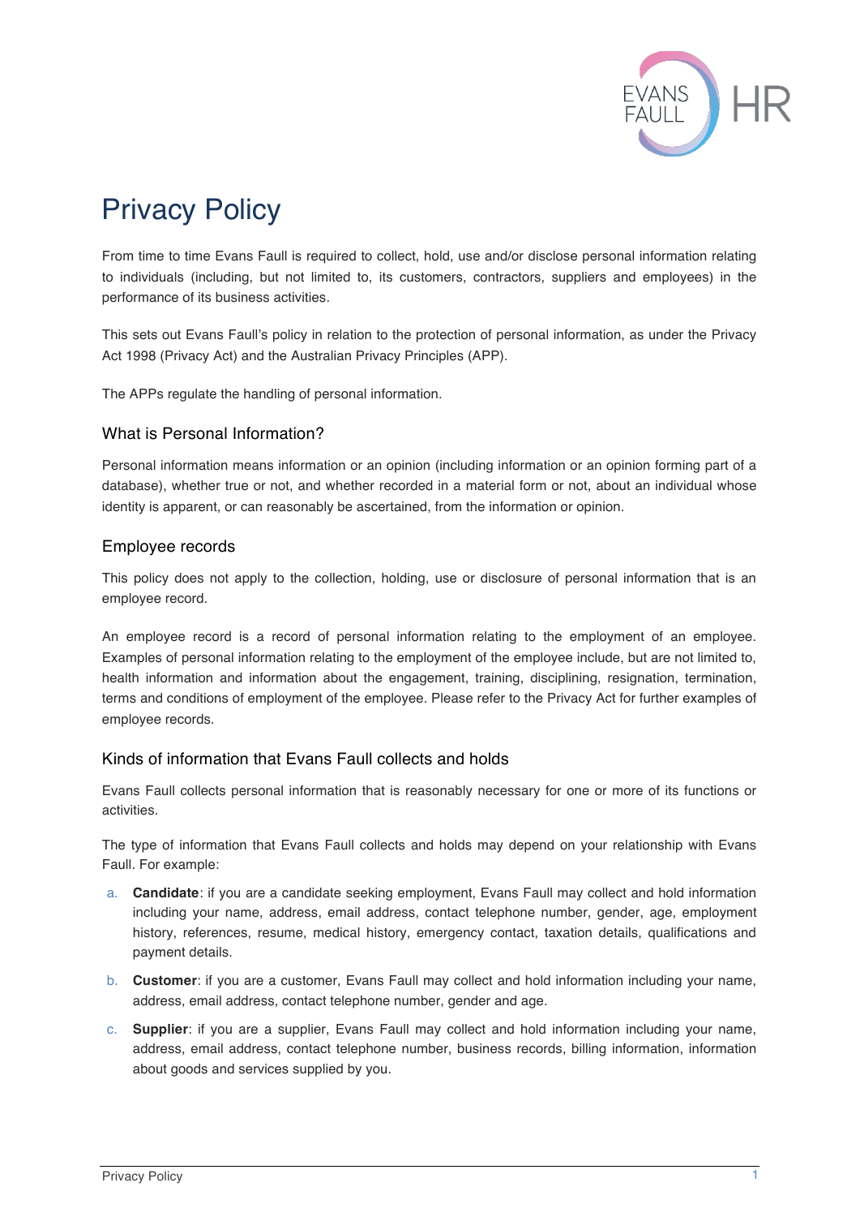# Privacy Policy

From time to time Evans Faull is required to collect, hold, use and/or disclose personal information relating to individuals (including, but not limited to, its customers, contractors, suppliers and employees) in the performance of its business activities.

This sets out Evans Faull's policy in relation to the protection of personal information, as under the Privacy Act 1998 (Privacy Act) and the Australian Privacy Principles (APP).

The APPs regulate the handling of personal information.

## What is Personal Information?

Personal information means information or an opinion (including information or an opinion forming part of a database), whether true or not, and whether recorded in a material form or not, about an individual whose identity is apparent, or can reasonably be ascertained, from the information or opinion.

## Employee records

This policy does not apply to the collection, holding, use or disclosure of personal information that is an employee record.

An employee record is a record of personal information relating to the employment of an employee. Examples of personal information relating to the employment of the employee include, but are not limited to, health information and information about the engagement, training, disciplining, resignation, termination, terms and conditions of employment of the employee. Please refer to the Privacy Act for further examples of employee records.

## Kinds of information that Evans Faull collects and holds

Evans Faull collects personal information that is reasonably necessary for one or more of its functions or activities.

The type of information that Evans Faull collects and holds may depend on your relationship with Evans Faull. For example:

a. **Candidate**: if you are a candidate seeking employment, Evans Faull may collect and hold information including your name, address, email address, contact telephone number, gender, age, employment history, references, resume, medical history, emergency contact, taxation details, qualifications and payment details.

b. **Customer**: if you are a customer, Evans Faull may collect and hold information including your name, address, email address, contact telephone number, gender and age.

c. **Supplier**: if you are a supplier, Evans Faull may collect and hold information including your name, address, email address, contact telephone number, business records, billing information, information about goods and services supplied by you.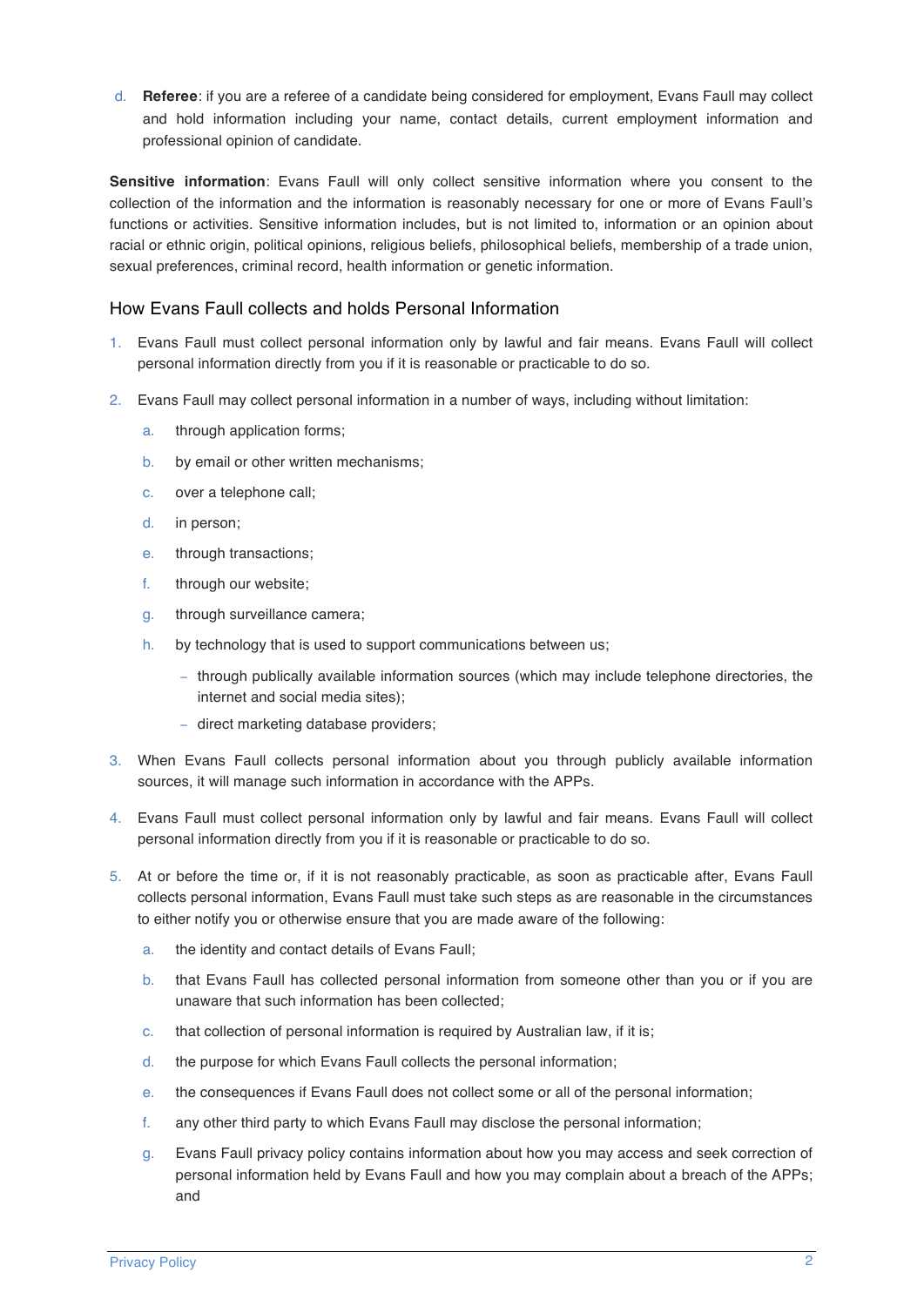d. **Referee**: if you are a referee of a candidate being considered for employment, Evans Faull may collect and hold information including your name, contact details, current employment information and professional opinion of candidate.

**Sensitive information**: Evans Faull will only collect sensitive information where you consent to the collection of the information and the information is reasonably necessary for one or more of Evans Faull's functions or activities. Sensitive information includes, but is not limited to, information or an opinion about racial or ethnic origin, political opinions, religious beliefs, philosophical beliefs, membership of a trade union, sexual preferences, criminal record, health information or genetic information.

## How Evans Faull collects and holds Personal Information

1. Evans Faull must collect personal information only by lawful and fair means. Evans Faull will collect personal information directly from you if it is reasonable or practicable to do so.
2. Evans Faull may collect personal information in a number of ways, including without limitation:
   a. through application forms;
   b. by email or other written mechanisms;
   c. over a telephone call;
   d. in person;
   e. through transactions;
   f. through our website;
   g. through surveillance camera;
   h. by technology that is used to support communications between us;
      - through publically available information sources (which may include telephone directories, the internet and social media sites);
      - direct marketing database providers;
3. When Evans Faull collects personal information about you through publicly available information sources, it will manage such information in accordance with the APPs.
4. Evans Faull must collect personal information only by lawful and fair means. Evans Faull will collect personal information directly from you if it is reasonable or practicable to do so.
5. At or before the time or, if it is not reasonably practicable, as soon as practicable after, Evans Faull collects personal information, Evans Faull must take such steps as are reasonable in the circumstances to either notify you or otherwise ensure that you are made aware of the following:
   a. the identity and contact details of Evans Faull;
   b. that Evans Faull has collected personal information from someone other than you or if you are unaware that such information has been collected;
   c. that collection of personal information is required by Australian law, if it is;
   d. the purpose for which Evans Faull collects the personal information;
   e. the consequences if Evans Faull does not collect some or all of the personal information;
   f. any other third party to which Evans Faull may disclose the personal information;
   g. Evans Faull privacy policy contains information about how you may access and seek correction of personal information held by Evans Faull and how you may complain about a breach of the APPs; and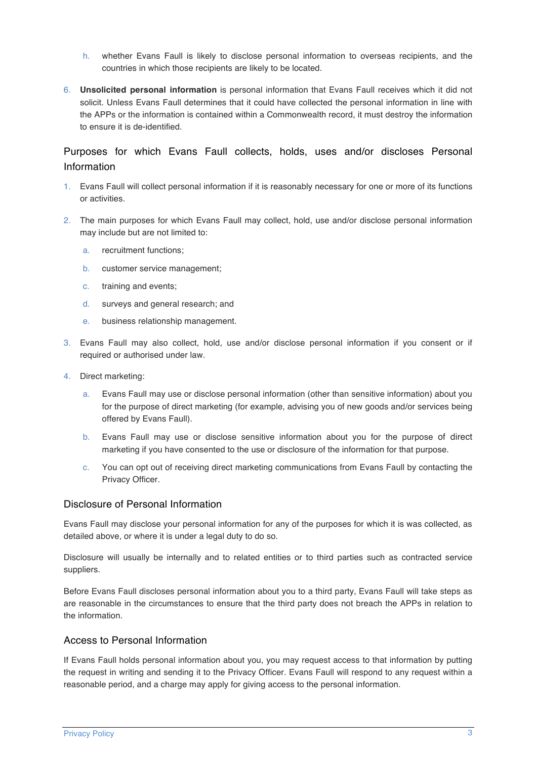h. whether Evans Faull is likely to disclose personal information to overseas recipients, and the countries in which those recipients are likely to be located.

6. **Unsolicited personal information** is personal information that Evans Faull receives which it did not solicit. Unless Evans Faull determines that it could have collected the personal information in line with the APPs or the information is contained within a Commonwealth record, it must destroy the information to ensure it is de-identified.

## Purposes for which Evans Faull collects, holds, uses and/or discloses Personal Information

1. Evans Faull will collect personal information if it is reasonably necessary for one or more of its functions or activities.

2. The main purposes for which Evans Faull may collect, hold, use and/or disclose personal information may include but are not limited to:

   a. recruitment functions;

   b. customer service management;

   c. training and events;

   d. surveys and general research; and

   e. business relationship management.

3. Evans Faull may also collect, hold, use and/or disclose personal information if you consent or if required or authorised under law.

4. Direct marketing:

   a. Evans Faull may use or disclose personal information (other than sensitive information) about you for the purpose of direct marketing (for example, advising you of new goods and/or services being offered by Evans Faull).

   b. Evans Faull may use or disclose sensitive information about you for the purpose of direct marketing if you have consented to the use or disclosure of the information for that purpose.

   c. You can opt out of receiving direct marketing communications from Evans Faull by contacting the Privacy Officer.

## Disclosure of Personal Information

Evans Faull may disclose your personal information for any of the purposes for which it is was collected, as detailed above, or where it is under a legal duty to do so.

Disclosure will usually be internally and to related entities or to third parties such as contracted service suppliers.

Before Evans Faull discloses personal information about you to a third party, Evans Faull will take steps as are reasonable in the circumstances to ensure that the third party does not breach the APPs in relation to the information.

## Access to Personal Information

If Evans Faull holds personal information about you, you may request access to that information by putting the request in writing and sending it to the Privacy Officer. Evans Faull will respond to any request within a reasonable period, and a charge may apply for giving access to the personal information.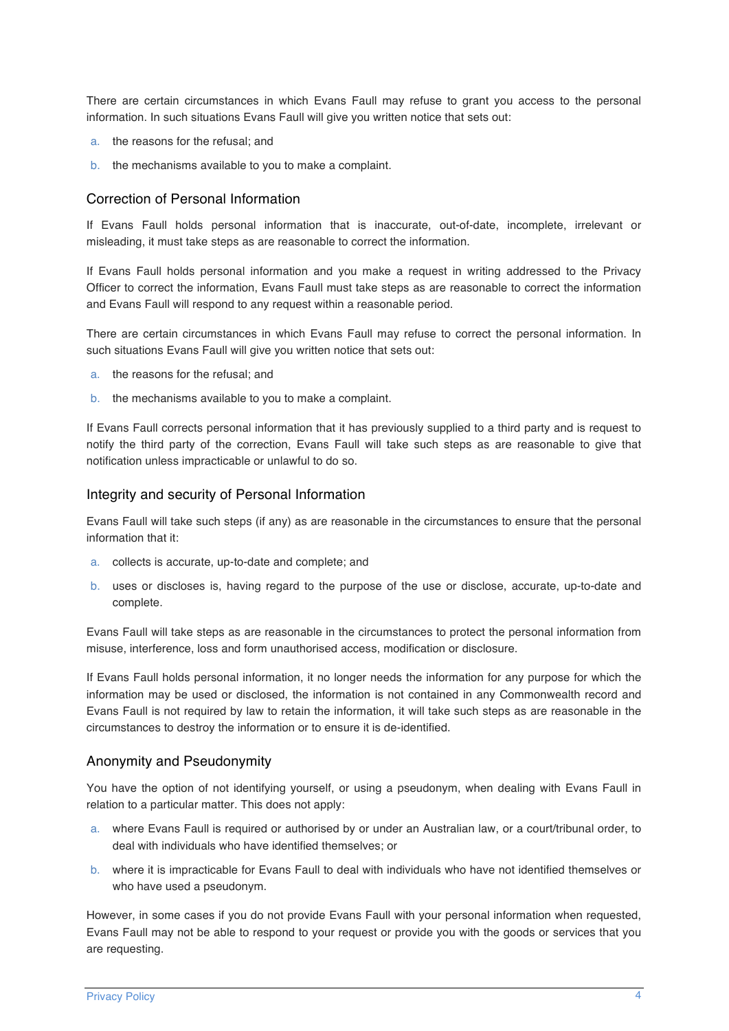There are certain circumstances in which Evans Faull may refuse to grant you access to the personal information. In such situations Evans Faull will give you written notice that sets out:

a. the reasons for the refusal; and

b. the mechanisms available to you to make a complaint.

## Correction of Personal Information

If Evans Faull holds personal information that is inaccurate, out-of-date, incomplete, irrelevant or misleading, it must take steps as are reasonable to correct the information.

If Evans Faull holds personal information and you make a request in writing addressed to the Privacy Officer to correct the information, Evans Faull must take steps as are reasonable to correct the information and Evans Faull will respond to any request within a reasonable period.

There are certain circumstances in which Evans Faull may refuse to correct the personal information. In such situations Evans Faull will give you written notice that sets out:

a. the reasons for the refusal; and

b. the mechanisms available to you to make a complaint.

If Evans Faull corrects personal information that it has previously supplied to a third party and is request to notify the third party of the correction, Evans Faull will take such steps as are reasonable to give that notification unless impracticable or unlawful to do so.

## Integrity and security of Personal Information

Evans Faull will take such steps (if any) as are reasonable in the circumstances to ensure that the personal information that it:

a. collects is accurate, up-to-date and complete; and

b. uses or discloses is, having regard to the purpose of the use or disclose, accurate, up-to-date and complete.

Evans Faull will take steps as are reasonable in the circumstances to protect the personal information from misuse, interference, loss and form unauthorised access, modification or disclosure.

If Evans Faull holds personal information, it no longer needs the information for any purpose for which the information may be used or disclosed, the information is not contained in any Commonwealth record and Evans Faull is not required by law to retain the information, it will take such steps as are reasonable in the circumstances to destroy the information or to ensure it is de-identified.

## Anonymity and Pseudonymity

You have the option of not identifying yourself, or using a pseudonym, when dealing with Evans Faull in relation to a particular matter. This does not apply:

a. where Evans Faull is required or authorised by or under an Australian law, or a court/tribunal order, to deal with individuals who have identified themselves; or

b. where it is impracticable for Evans Faull to deal with individuals who have not identified themselves or who have used a pseudonym.

However, in some cases if you do not provide Evans Faull with your personal information when requested, Evans Faull may not be able to respond to your request or provide you with the goods or services that you are requesting.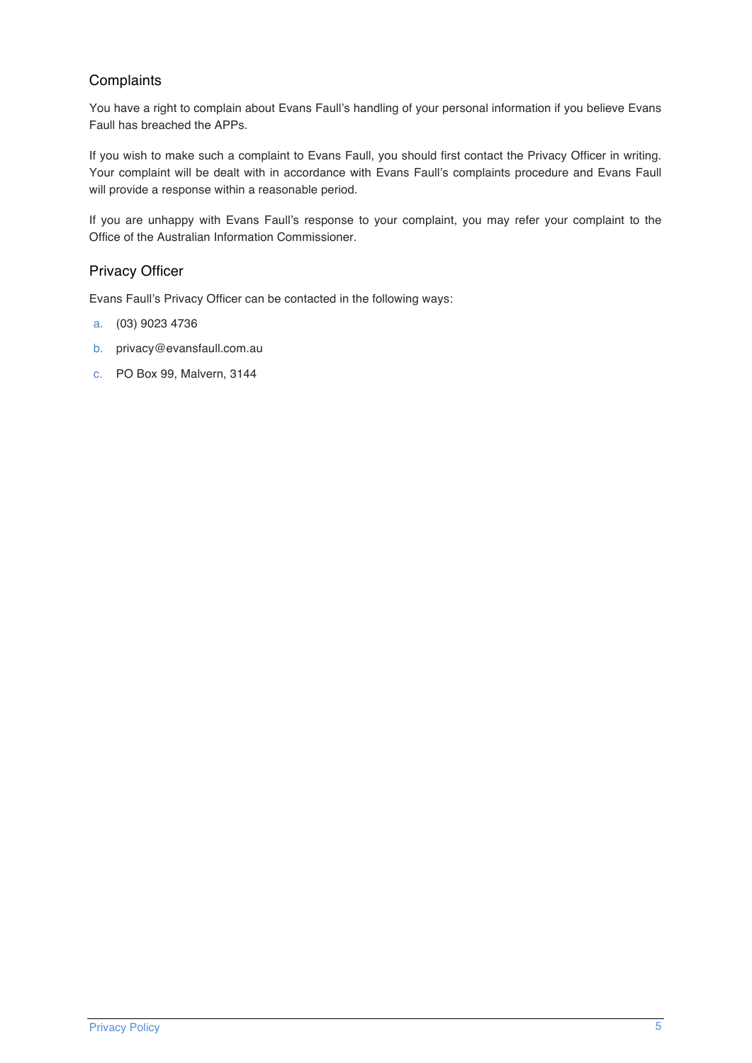## Complaints

You have a right to complain about Evans Faull's handling of your personal information if you believe Evans Faull has breached the APPs.

If you wish to make such a complaint to Evans Faull, you should first contact the Privacy Officer in writing. Your complaint will be dealt with in accordance with Evans Faull's complaints procedure and Evans Faull will provide a response within a reasonable period.

If you are unhappy with Evans Faull's response to your complaint, you may refer your complaint to the Office of the Australian Information Commissioner.

## Privacy Officer

Evans Faull's Privacy Officer can be contacted in the following ways:

a. (03) 9023 4736

b. privacy@evansfaull.com.au

c. PO Box 99, Malvern, 3144